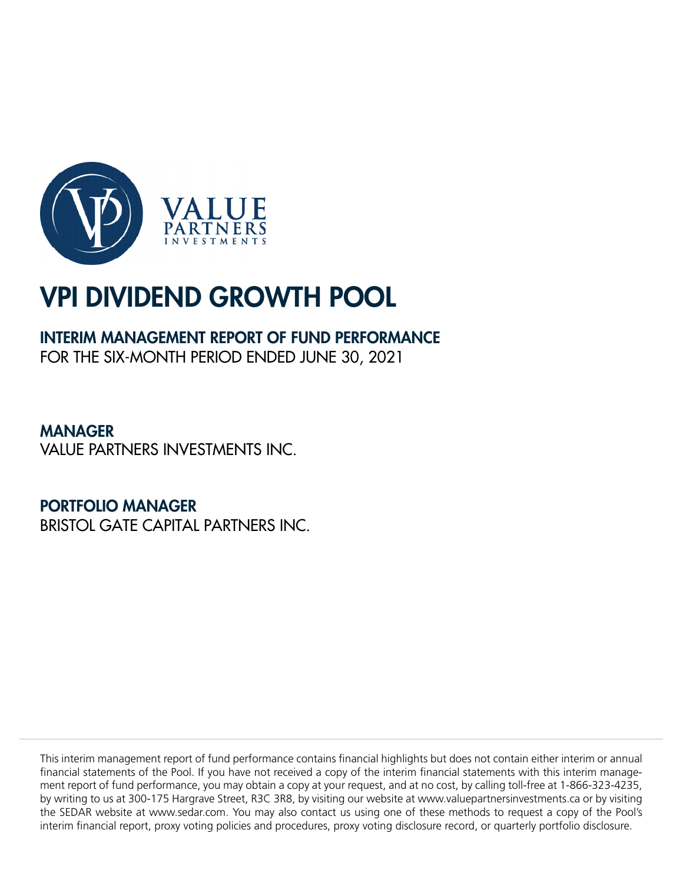# VPI DIVIDEND GROWTH POOL

## INTERIM MANAGEMENT REPORT OF FUND PERFORMANCE

FOR THE SIX-MONTH PERIOD ENDED JUNE 30, 2021

## MANAGER

VALUE PARTNERS INVESTMENTS INC.

## PORTFOLIO MANAGER

BRISTOL GATE CAPITAL PARTNERS INC.

This interim management report of fund performance contains financial highlights but does not contain either interim or annual financial statements of the Pool. If you have not received a copy of the interim financial statements with this interim management report of fund performance, you may obtain a copy at your request, and at no cost, by calling toll-free at 1-866-323-4235, by writing to us at 300-175 Hargrave Street, R3C 3R8, by visiting our website at www.valuepartnersinvestments.ca or by visiting the SEDAR website at www.sedar.com. You may also contact us using one of these methods to request a copy of the Pool's interim financial report, proxy voting policies and procedures, proxy voting disclosure record, or quarterly portfolio disclosure.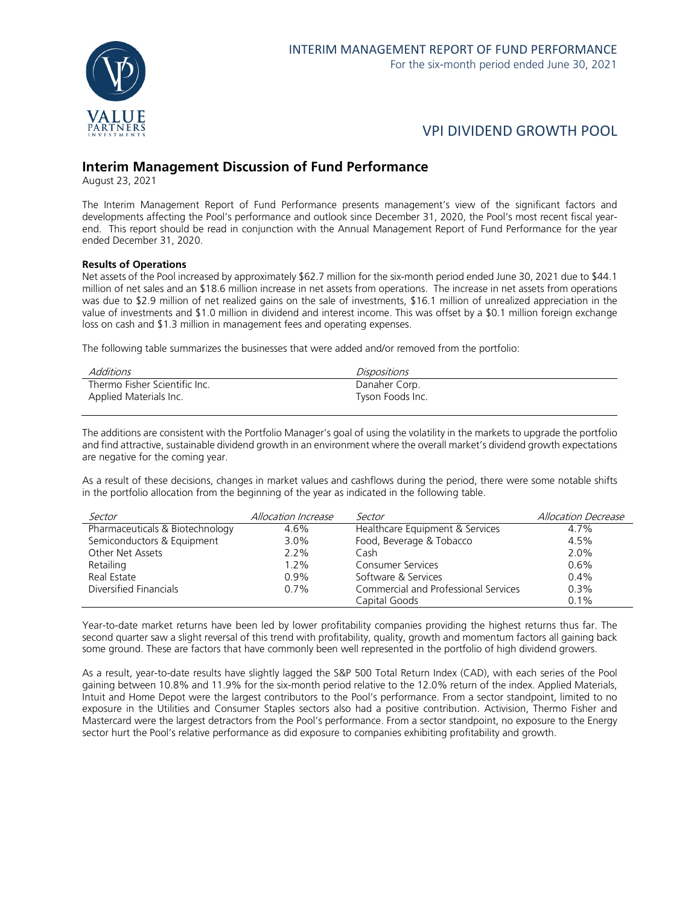# VPI DIVIDEND GROWTH POOL

## Interim Management Discussion of Fund Performance

August 23, 2021

The Interim Management Report of Fund Performance presents management's view of the significant factors and developments affecting the Pool's performance and outlook since December 31, 2020, the Pool's most recent fiscal year-end. This report should be read in conjunction with the Annual Management Report of Fund Performance for the year ended December 31, 2020.

**Results of Operations**

Net assets of the Pool increased by approximately $62.7 million for the six-month period ended June 30, 2021 due to $44.1 million of net sales and an $18.6 million increase in net assets from operations. The increase in net assets from operations was due to $2.9 million of net realized gains on the sale of investments, $16.1 million of unrealized appreciation in the value of investments and $1.0 million in dividend and interest income. This was offset by a $0.1 million foreign exchange loss on cash and $1.3 million in management fees and operating expenses.

The following table summarizes the businesses that were added and/or removed from the portfolio:

| *Additions* | *Dispositions* |
|---|---|
| Thermo Fisher Scientific Inc. | Danaher Corp. |
| Applied Materials Inc. | Tyson Foods Inc. |

The additions are consistent with the Portfolio Manager's goal of using the volatility in the markets to upgrade the portfolio and find attractive, sustainable dividend growth in an environment where the overall market's dividend growth expectations are negative for the coming year.

As a result of these decisions, changes in market values and cashflows during the period, there were some notable shifts in the portfolio allocation from the beginning of the year as indicated in the following table.

| *Sector* | *Allocation Increase* | *Sector* | *Allocation Decrease* |
|---|---|---|---|
| Pharmaceuticals & Biotechnology | 4.6% | Healthcare Equipment & Services | 4.7% |
| Semiconductors & Equipment | 3.0% | Food, Beverage & Tobacco | 4.5% |
| Other Net Assets | 2.2% | Cash | 2.0% |
| Retailing | 1.2% | Consumer Services | 0.6% |
| Real Estate | 0.9% | Software & Services | 0.4% |
| Diversified Financials | 0.7% | Commercial and Professional Services | 0.3% |
| | | Capital Goods | 0.1% |

Year-to-date market returns have been led by lower profitability companies providing the highest returns thus far. The second quarter saw a slight reversal of this trend with profitability, quality, growth and momentum factors all gaining back some ground. These are factors that have commonly been well represented in the portfolio of high dividend growers.

As a result, year-to-date results have slightly lagged the S&P 500 Total Return Index (CAD), with each series of the Pool gaining between 10.8% and 11.9% for the six-month period relative to the 12.0% return of the index. Applied Materials, Intuit and Home Depot were the largest contributors to the Pool's performance. From a sector standpoint, limited to no exposure in the Utilities and Consumer Staples sectors also had a positive contribution. Activision, Thermo Fisher and Mastercard were the largest detractors from the Pool's performance. From a sector standpoint, no exposure to the Energy sector hurt the Pool's relative performance as did exposure to companies exhibiting profitability and growth.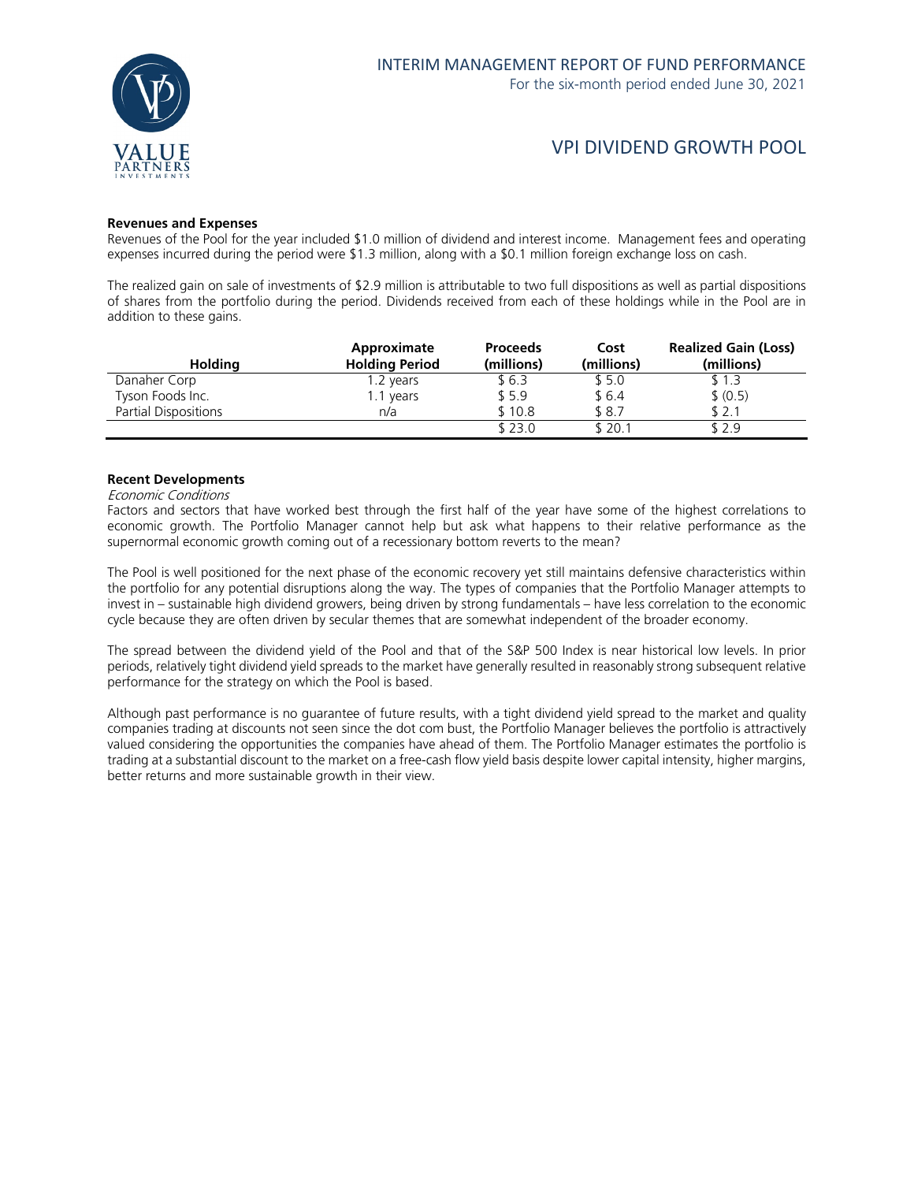#### Revenues and Expenses

Revenues of the Pool for the year included $1.0 million of dividend and interest income. Management fees and operating expenses incurred during the period were $1.3 million, along with a $0.1 million foreign exchange loss on cash.

The realized gain on sale of investments of $2.9 million is attributable to two full dispositions as well as partial dispositions of shares from the portfolio during the period. Dividends received from each of these holdings while in the Pool are in addition to these gains.

| Holding | Approximate Holding Period | Proceeds (millions) | Cost (millions) | Realized Gain (Loss) (millions) |
|---|---|---|---|---|
| Danaher Corp | 1.2 years | $ 6.3 | $ 5.0 | $ 1.3 |
| Tyson Foods Inc. | 1.1 years | $ 5.9 | $ 6.4 | $ (0.5) |
| Partial Dispositions | n/a | $ 10.8 | $ 8.7 | $ 2.1 |
| | | $ 23.0 | $ 20.1 | $ 2.9 |

#### Recent Developments

*Economic Conditions*

Factors and sectors that have worked best through the first half of the year have some of the highest correlations to economic growth. The Portfolio Manager cannot help but ask what happens to their relative performance as the supernormal economic growth coming out of a recessionary bottom reverts to the mean?

The Pool is well positioned for the next phase of the economic recovery yet still maintains defensive characteristics within the portfolio for any potential disruptions along the way. The types of companies that the Portfolio Manager attempts to invest in – sustainable high dividend growers, being driven by strong fundamentals – have less correlation to the economic cycle because they are often driven by secular themes that are somewhat independent of the broader economy.

The spread between the dividend yield of the Pool and that of the S&P 500 Index is near historical low levels. In prior periods, relatively tight dividend yield spreads to the market have generally resulted in reasonably strong subsequent relative performance for the strategy on which the Pool is based.

Although past performance is no guarantee of future results, with a tight dividend yield spread to the market and quality companies trading at discounts not seen since the dot com bust, the Portfolio Manager believes the portfolio is attractively valued considering the opportunities the companies have ahead of them. The Portfolio Manager estimates the portfolio is trading at a substantial discount to the market on a free-cash flow yield basis despite lower capital intensity, higher margins, better returns and more sustainable growth in their view.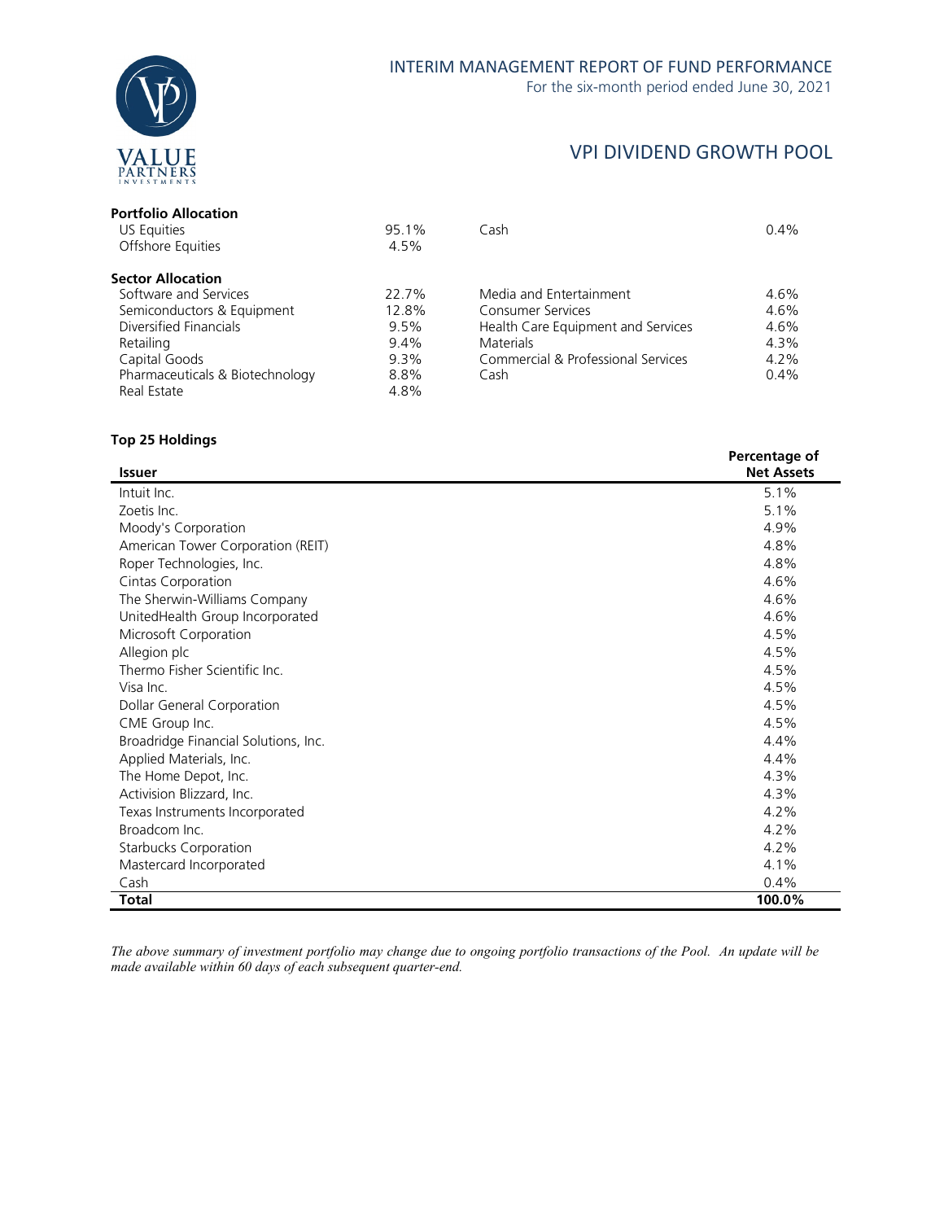# VPI DIVIDEND GROWTH POOL

**Portfolio Allocation**

| | | | |
|---|---|---|---|
| US Equities | 95.1% | Cash | 0.4% |
| Offshore Equities | 4.5% | | |

**Sector Allocation**

| | | | |
|---|---|---|---|
| Software and Services | 22.7% | Media and Entertainment | 4.6% |
| Semiconductors & Equipment | 12.8% | Consumer Services | 4.6% |
| Diversified Financials | 9.5% | Health Care Equipment and Services | 4.6% |
| Retailing | 9.4% | Materials | 4.3% |
| Capital Goods | 9.3% | Commercial & Professional Services | 4.2% |
| Pharmaceuticals & Biotechnology | 8.8% | Cash | 0.4% |
| Real Estate | 4.8% | | |

**Top 25 Holdings**

| Issuer | Percentage of Net Assets |
|---|---|
| Intuit Inc. | 5.1% |
| Zoetis Inc. | 5.1% |
| Moody's Corporation | 4.9% |
| American Tower Corporation (REIT) | 4.8% |
| Roper Technologies, Inc. | 4.8% |
| Cintas Corporation | 4.6% |
| The Sherwin-Williams Company | 4.6% |
| UnitedHealth Group Incorporated | 4.6% |
| Microsoft Corporation | 4.5% |
| Allegion plc | 4.5% |
| Thermo Fisher Scientific Inc. | 4.5% |
| Visa Inc. | 4.5% |
| Dollar General Corporation | 4.5% |
| CME Group Inc. | 4.5% |
| Broadridge Financial Solutions, Inc. | 4.4% |
| Applied Materials, Inc. | 4.4% |
| The Home Depot, Inc. | 4.3% |
| Activision Blizzard, Inc. | 4.3% |
| Texas Instruments Incorporated | 4.2% |
| Broadcom Inc. | 4.2% |
| Starbucks Corporation | 4.2% |
| Mastercard Incorporated | 4.1% |
| Cash | 0.4% |
| **Total** | **100.0%** |

*The above summary of investment portfolio may change due to ongoing portfolio transactions of the Pool. An update will be made available within 60 days of each subsequent quarter-end.*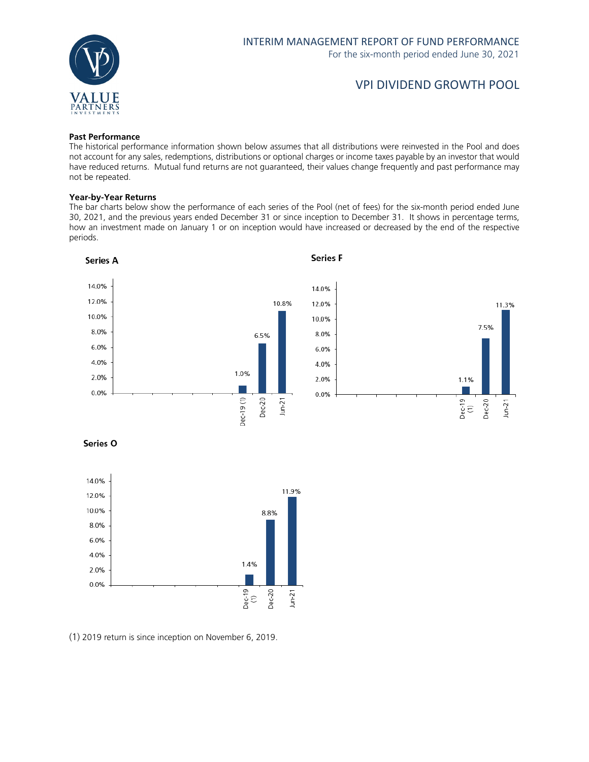# INTERIM MANAGEMENT REPORT OF FUND PERFORMANCE

For the six-month period ended June 30, 2021

## VPI DIVIDEND GROWTH POOL

**Past Performance**

The historical performance information shown below assumes that all distributions were reinvested in the Pool and does not account for any sales, redemptions, distributions or optional charges or income taxes payable by an investor that would have reduced returns. Mutual fund returns are not guaranteed, their values change frequently and past performance may not be repeated.

**Year-by-Year Returns**

The bar charts below show the performance of each series of the Pool (net of fees) for the six-month period ended June 30, 2021, and the previous years ended December 31 or since inception to December 31. It shows in percentage terms, how an investment made on January 1 or on inception would have increased or decreased by the end of the respective periods.

**Series A**

| Dec-19 (1) | Dec-20 | Jun-21 |
|---|---|---|
| 1.0% | 6.5% | 10.8% |

**Series F**

| Dec-19 (1) | Dec-20 | Jun-21 |
|---|---|---|
| 1.1% | 7.5% | 11.3% |

**Series O**

| Dec-19 (1) | Dec-20 | Jun-21 |
|---|---|---|
| 1.4% | 8.8% | 11.9% |

(1) 2019 return is since inception on November 6, 2019.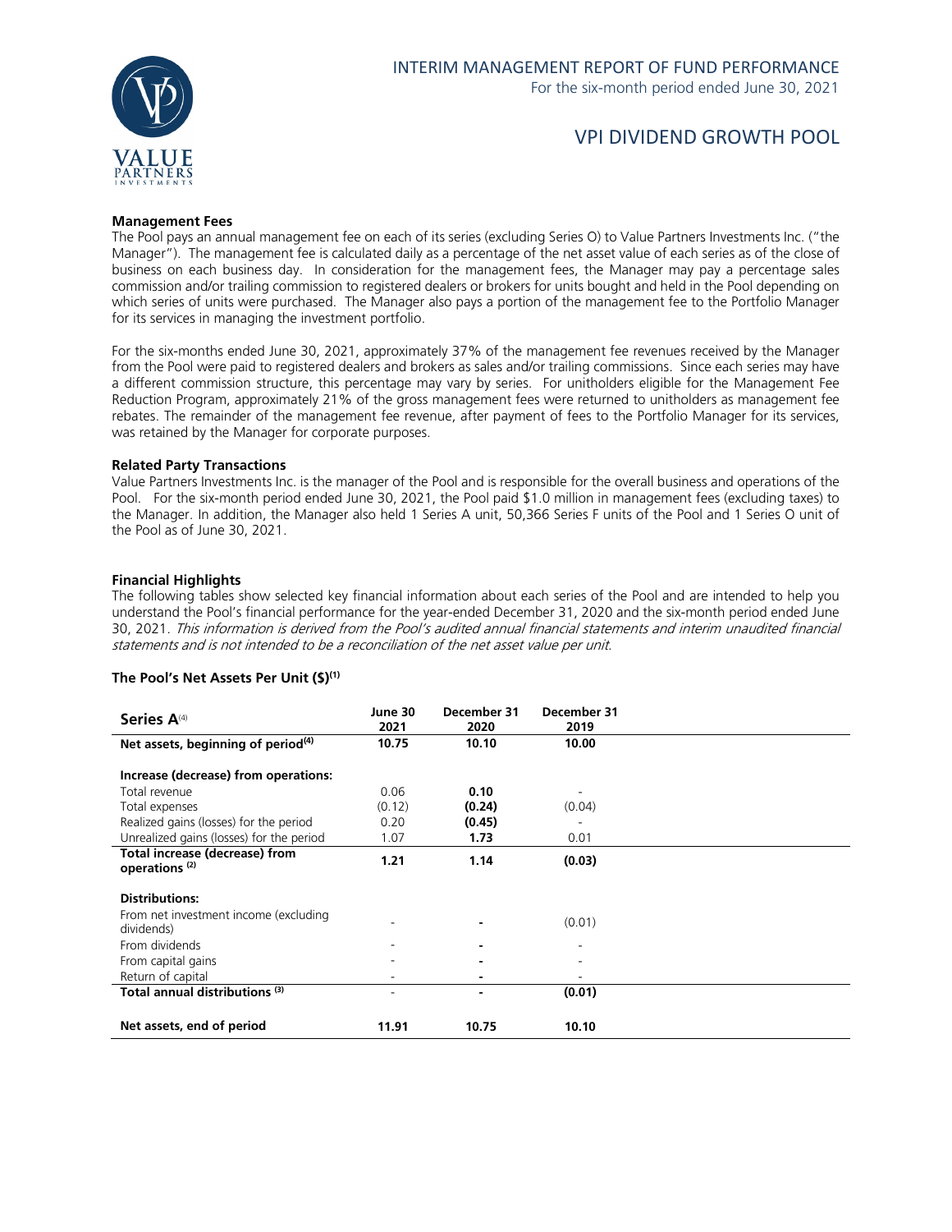### Management Fees

The Pool pays an annual management fee on each of its series (excluding Series O) to Value Partners Investments Inc. ("the Manager"). The management fee is calculated daily as a percentage of the net asset value of each series as of the close of business on each business day. In consideration for the management fees, the Manager may pay a percentage sales commission and/or trailing commission to registered dealers or brokers for units bought and held in the Pool depending on which series of units were purchased. The Manager also pays a portion of the management fee to the Portfolio Manager for its services in managing the investment portfolio.

For the six-months ended June 30, 2021, approximately 37% of the management fee revenues received by the Manager from the Pool were paid to registered dealers and brokers as sales and/or trailing commissions. Since each series may have a different commission structure, this percentage may vary by series. For unitholders eligible for the Management Fee Reduction Program, approximately 21% of the gross management fees were returned to unitholders as management fee rebates. The remainder of the management fee revenue, after payment of fees to the Portfolio Manager for its services, was retained by the Manager for corporate purposes.

### Related Party Transactions

Value Partners Investments Inc. is the manager of the Pool and is responsible for the overall business and operations of the Pool. For the six-month period ended June 30, 2021, the Pool paid $1.0 million in management fees (excluding taxes) to the Manager. In addition, the Manager also held 1 Series A unit, 50,366 Series F units of the Pool and 1 Series O unit of the Pool as of June 30, 2021.

### Financial Highlights

The following tables show selected key financial information about each series of the Pool and are intended to help you understand the Pool's financial performance for the year-ended December 31, 2020 and the six-month period ended June 30, 2021. *This information is derived from the Pool's audited annual financial statements and interim unaudited financial statements and is not intended to be a reconciliation of the net asset value per unit.*

### The Pool's Net Assets Per Unit ($)(1)

| **Series A**(4) | **June 30 2021** | **December 31 2020** | **December 31 2019** |
|---|---|---|---|
| **Net assets, beginning of period(4)** | **10.75** | **10.10** | **10.00** |
| **Increase (decrease) from operations:** | | | |
| Total revenue | 0.06 | **0.10** | - |
| Total expenses | (0.12) | **(0.24)** | (0.04) |
| Realized gains (losses) for the period | 0.20 | **(0.45)** | - |
| Unrealized gains (losses) for the period | 1.07 | **1.73** | 0.01 |
| **Total increase (decrease) from operations (2)** | **1.21** | **1.14** | **(0.03)** |
| **Distributions:** | | | |
| From net investment income (excluding dividends) | - | **-** | (0.01) |
| From dividends | - | **-** | - |
| From capital gains | - | **-** | - |
| Return of capital | - | **-** | - |
| **Total annual distributions (3)** | - | **-** | **(0.01)** |
| **Net assets, end of period** | **11.91** | **10.75** | **10.10** |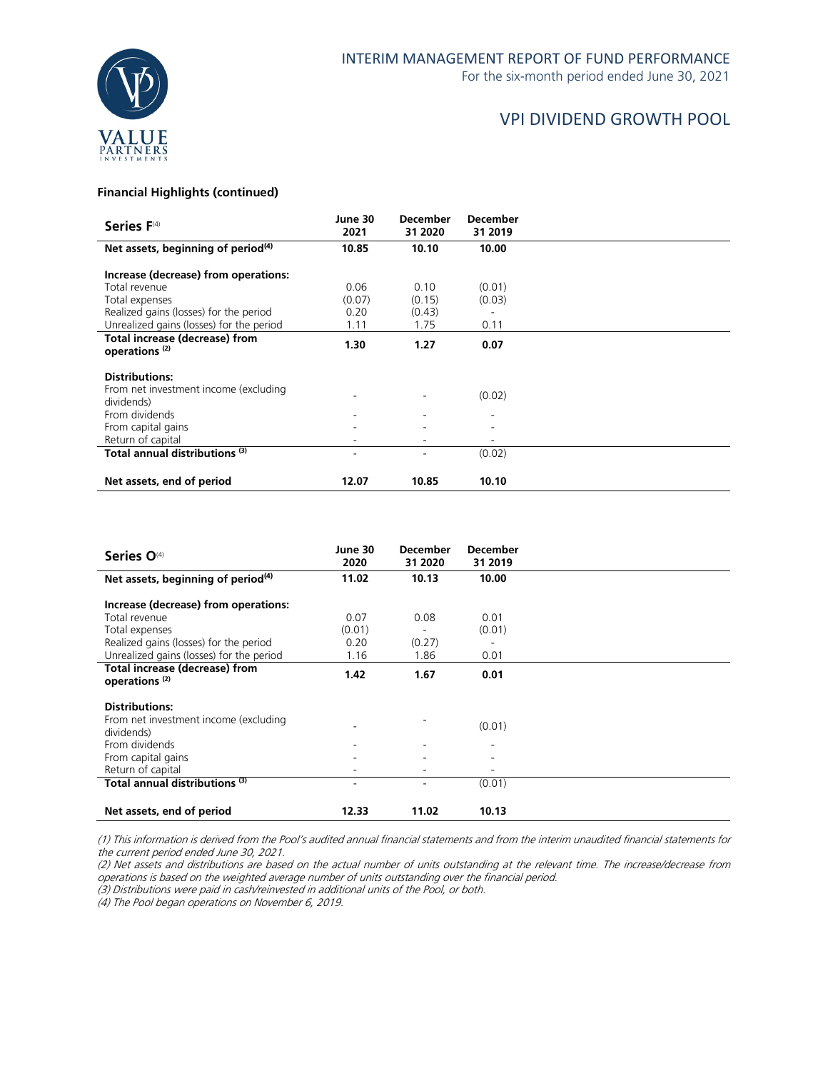## Financial Highlights (continued)

| **Series F**[4] | **June 30 2021** | **December 31 2020** | **December 31 2019** |
|---|---|---|---|
| **Net assets, beginning of period**[4] | **10.85** | **10.10** | **10.00** |
| **Increase (decrease) from operations:** | | | |
| Total revenue | 0.06 | 0.10 | (0.01) |
| Total expenses | (0.07) | (0.15) | (0.03) |
| Realized gains (losses) for the period | 0.20 | (0.43) | - |
| Unrealized gains (losses) for the period | 1.11 | 1.75 | 0.11 |
| **Total increase (decrease) from operations** [2] | **1.30** | **1.27** | **0.07** |
| **Distributions:** | | | |
| From net investment income (excluding dividends) | - | - | (0.02) |
| From dividends | - | - | - |
| From capital gains | - | - | - |
| Return of capital | - | - | - |
| **Total annual distributions** [3] | - | - | (0.02) |
| **Net assets, end of period** | **12.07** | **10.85** | **10.10** |

| **Series O**[4] | **June 30 2020** | **December 31 2020** | **December 31 2019** |
|---|---|---|---|
| **Net assets, beginning of period**[4] | **11.02** | **10.13** | **10.00** |
| **Increase (decrease) from operations:** | | | |
| Total revenue | 0.07 | 0.08 | 0.01 |
| Total expenses | (0.01) | - | (0.01) |
| Realized gains (losses) for the period | 0.20 | (0.27) | - |
| Unrealized gains (losses) for the period | 1.16 | 1.86 | 0.01 |
| **Total increase (decrease) from operations** [2] | **1.42** | **1.67** | **0.01** |
| **Distributions:** | | | |
| From net investment income (excluding dividends) | - | - | (0.01) |
| From dividends | - | - | - |
| From capital gains | - | - | - |
| Return of capital | - | - | - |
| **Total annual distributions** [3] | - | - | (0.01) |
| **Net assets, end of period** | **12.33** | **11.02** | **10.13** |

*(1) This information is derived from the Pool's audited annual financial statements and from the interim unaudited financial statements for the current period ended June 30, 2021.*

*(2) Net assets and distributions are based on the actual number of units outstanding at the relevant time. The increase/decrease from operations is based on the weighted average number of units outstanding over the financial period.*

*(3) Distributions were paid in cash/reinvested in additional units of the Pool, or both.*

*(4) The Pool began operations on November 6, 2019.*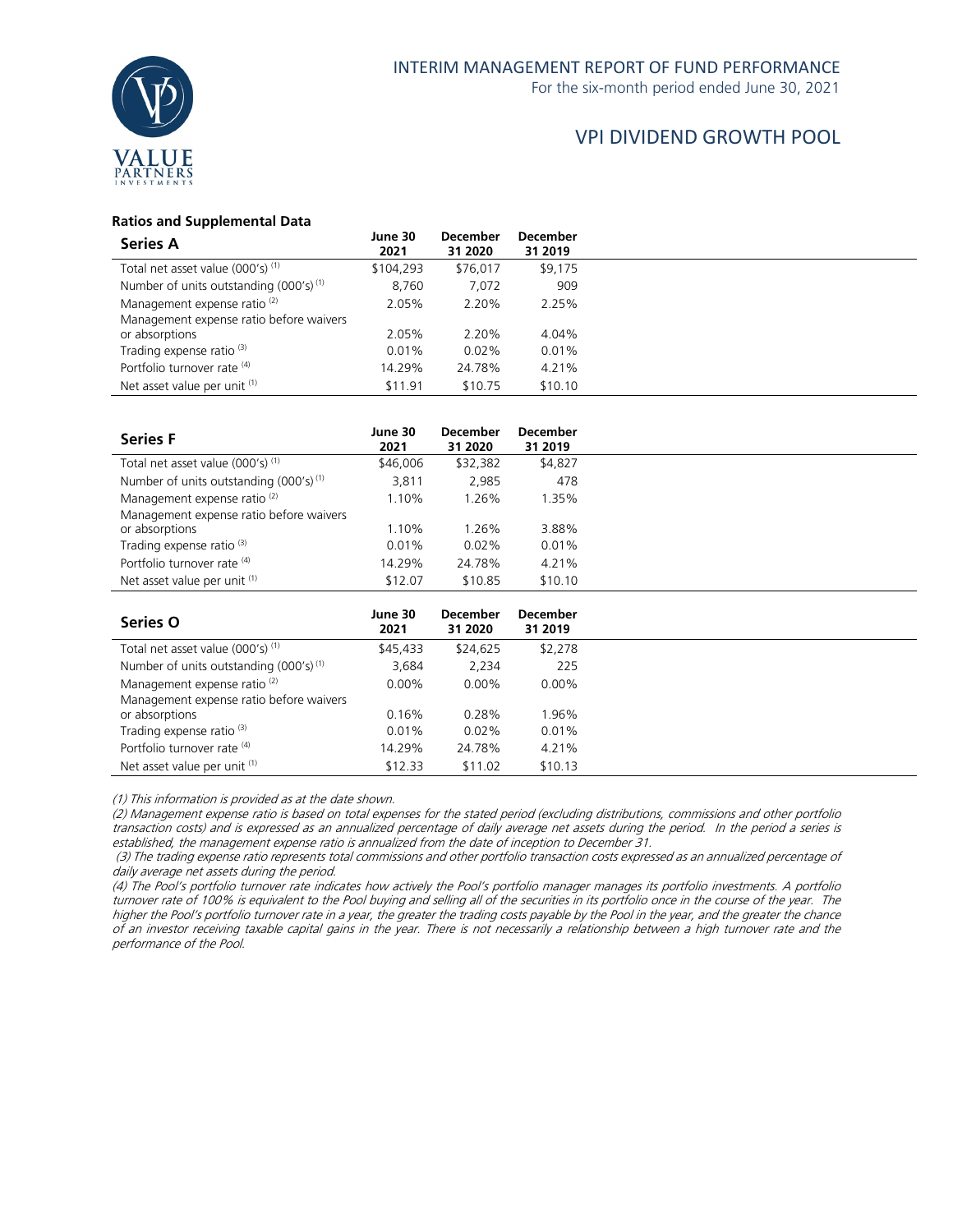### Ratios and Supplemental Data

| Series A | June 30 2021 | December 31 2020 | December 31 2019 |
|---|---|---|---|
| Total net asset value (000's) (1) | $104,293 | $76,017 | $9,175 |
| Number of units outstanding (000's) (1) | 8,760 | 7,072 | 909 |
| Management expense ratio (2) | 2.05% | 2.20% | 2.25% |
| Management expense ratio before waivers or absorptions | 2.05% | 2.20% | 4.04% |
| Trading expense ratio (3) | 0.01% | 0.02% | 0.01% |
| Portfolio turnover rate (4) | 14.29% | 24.78% | 4.21% |
| Net asset value per unit (1) | $11.91 | $10.75 | $10.10 |

| Series F | June 30 2021 | December 31 2020 | December 31 2019 |
|---|---|---|---|
| Total net asset value (000's) (1) | $46,006 | $32,382 | $4,827 |
| Number of units outstanding (000's) (1) | 3,811 | 2,985 | 478 |
| Management expense ratio (2) | 1.10% | 1.26% | 1.35% |
| Management expense ratio before waivers or absorptions | 1.10% | 1.26% | 3.88% |
| Trading expense ratio (3) | 0.01% | 0.02% | 0.01% |
| Portfolio turnover rate (4) | 14.29% | 24.78% | 4.21% |
| Net asset value per unit (1) | $12.07 | $10.85 | $10.10 |

| Series O | June 30 2021 | December 31 2020 | December 31 2019 |
|---|---|---|---|
| Total net asset value (000's) (1) | $45,433 | $24,625 | $2,278 |
| Number of units outstanding (000's) (1) | 3,684 | 2,234 | 225 |
| Management expense ratio (2) | 0.00% | 0.00% | 0.00% |
| Management expense ratio before waivers or absorptions | 0.16% | 0.28% | 1.96% |
| Trading expense ratio (3) | 0.01% | 0.02% | 0.01% |
| Portfolio turnover rate (4) | 14.29% | 24.78% | 4.21% |
| Net asset value per unit (1) | $12.33 | $11.02 | $10.13 |

*(1) This information is provided as at the date shown.*

*(2) Management expense ratio is based on total expenses for the stated period (excluding distributions, commissions and other portfolio transaction costs) and is expressed as an annualized percentage of daily average net assets during the period. In the period a series is established, the management expense ratio is annualized from the date of inception to December 31.*

*(3) The trading expense ratio represents total commissions and other portfolio transaction costs expressed as an annualized percentage of daily average net assets during the period.*

*(4) The Pool's portfolio turnover rate indicates how actively the Pool's portfolio manager manages its portfolio investments. A portfolio turnover rate of 100% is equivalent to the Pool buying and selling all of the securities in its portfolio once in the course of the year. The higher the Pool's portfolio turnover rate in a year, the greater the trading costs payable by the Pool in the year, and the greater the chance of an investor receiving taxable capital gains in the year. There is not necessarily a relationship between a high turnover rate and the performance of the Pool.*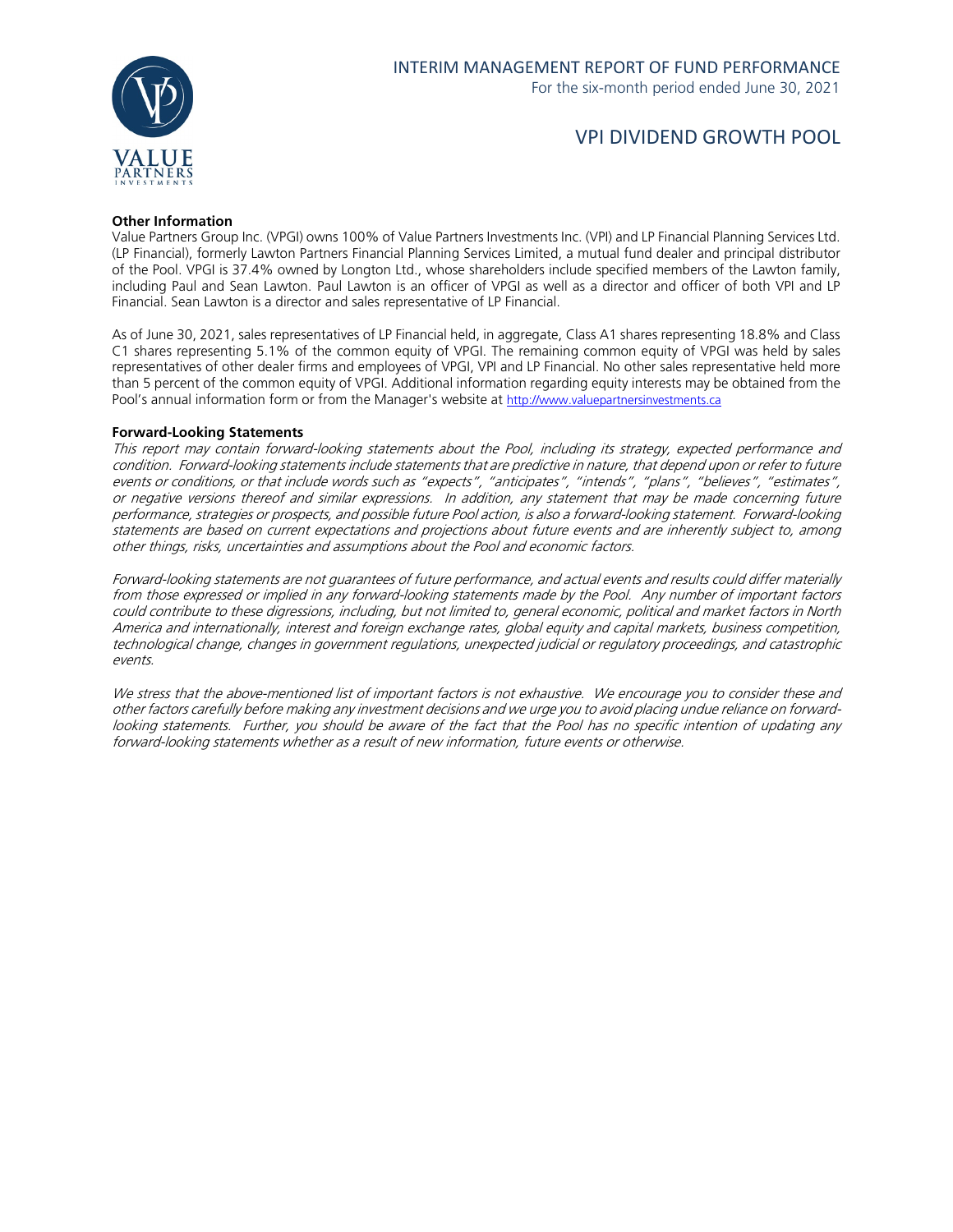## Other Information

Value Partners Group Inc. (VPGI) owns 100% of Value Partners Investments Inc. (VPI) and LP Financial Planning Services Ltd. (LP Financial), formerly Lawton Partners Financial Planning Services Limited, a mutual fund dealer and principal distributor of the Pool. VPGI is 37.4% owned by Longton Ltd., whose shareholders include specified members of the Lawton family, including Paul and Sean Lawton. Paul Lawton is an officer of VPGI as well as a director and officer of both VPI and LP Financial. Sean Lawton is a director and sales representative of LP Financial.

As of June 30, 2021, sales representatives of LP Financial held, in aggregate, Class A1 shares representing 18.8% and Class C1 shares representing 5.1% of the common equity of VPGI. The remaining common equity of VPGI was held by sales representatives of other dealer firms and employees of VPGI, VPI and LP Financial. No other sales representative held more than 5 percent of the common equity of VPGI. Additional information regarding equity interests may be obtained from the Pool's annual information form or from the Manager's website at http://www.valuepartnersinvestments.ca

## Forward-Looking Statements

*This report may contain forward-looking statements about the Pool, including its strategy, expected performance and condition. Forward-looking statements include statements that are predictive in nature, that depend upon or refer to future events or conditions, or that include words such as "expects", "anticipates", "intends", "plans", "believes", "estimates", or negative versions thereof and similar expressions. In addition, any statement that may be made concerning future performance, strategies or prospects, and possible future Pool action, is also a forward-looking statement. Forward-looking statements are based on current expectations and projections about future events and are inherently subject to, among other things, risks, uncertainties and assumptions about the Pool and economic factors.*

*Forward-looking statements are not guarantees of future performance, and actual events and results could differ materially from those expressed or implied in any forward-looking statements made by the Pool. Any number of important factors could contribute to these digressions, including, but not limited to, general economic, political and market factors in North America and internationally, interest and foreign exchange rates, global equity and capital markets, business competition, technological change, changes in government regulations, unexpected judicial or regulatory proceedings, and catastrophic events.*

*We stress that the above-mentioned list of important factors is not exhaustive. We encourage you to consider these and other factors carefully before making any investment decisions and we urge you to avoid placing undue reliance on forward-looking statements. Further, you should be aware of the fact that the Pool has no specific intention of updating any forward-looking statements whether as a result of new information, future events or otherwise.*